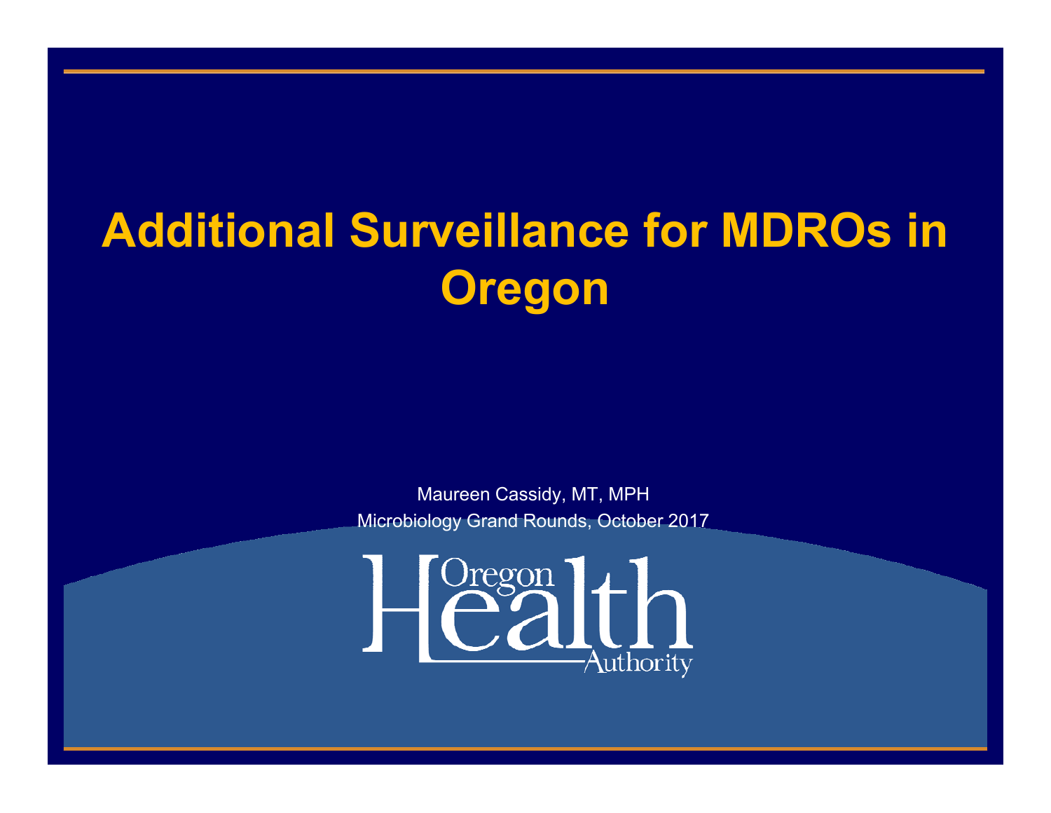# Additional Surveillance for MDROs in Oregon

Maureen Cassidy, MT, MPH

Microbiology Grand Rounds, October 2017

Oregon Health Authority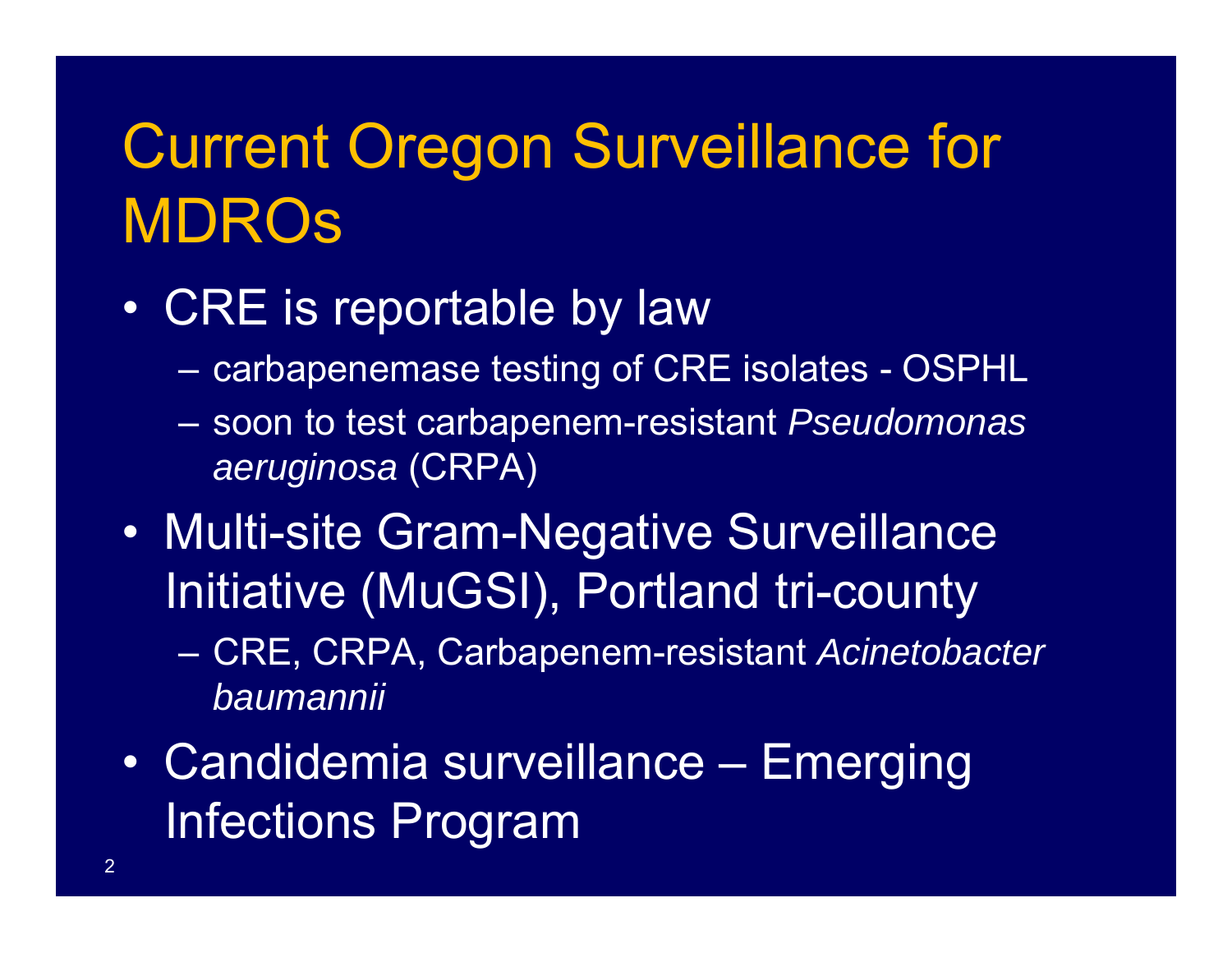# Current Oregon Surveillance for MDROs

- CRE is reportable by law
  - carbapenemase testing of CRE isolates - OSPHL
  - soon to test carbapenem-resistant *Pseudomonas aeruginosa* (CRPA)
- Multi-site Gram-Negative Surveillance Initiative (MuGSI), Portland tri-county
  - CRE, CRPA, Carbapenem-resistant *Acinetobacter baumannii*
- Candidemia surveillance – Emerging Infections Program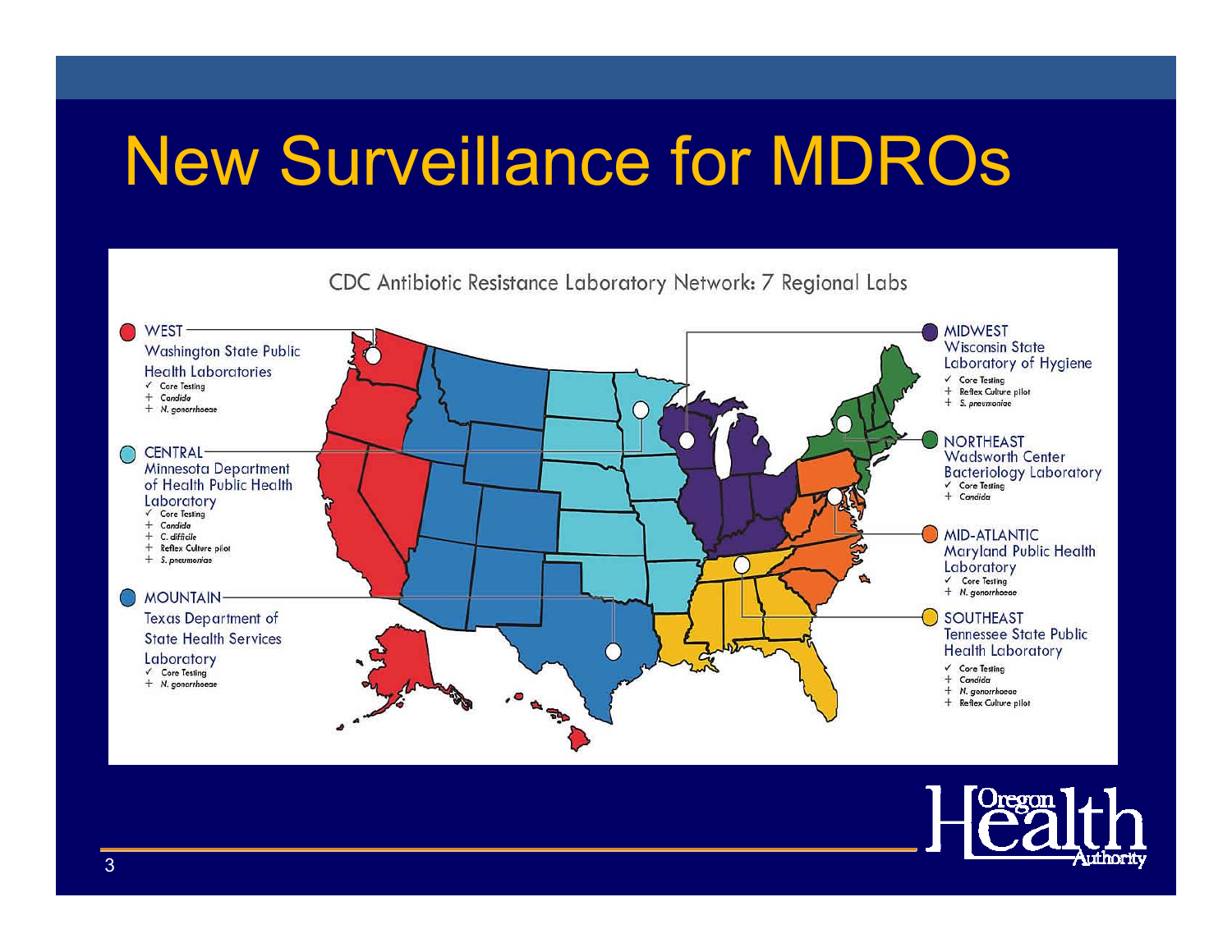# New Surveillance for MDROs

CDC Antibiotic Resistance Laboratory Network: 7 Regional Labs

**WEST**
Washington State Public Health Laboratories
- ✓ Core Testing
- + *Candida*
- + *N. gonorrhoeae*

**CENTRAL**
Minnesota Department of Health Public Health Laboratory
- ✓ Core Testing
- + *Candida*
- + *C. difficile*
- + Reflex Culture pilot
- + *S. pneumoniae*

**MOUNTAIN**
Texas Department of State Health Services Laboratory
- ✓ Core Testing
- + *N. gonorrhoeae*

**MIDWEST**
Wisconsin State Laboratory of Hygiene
- ✓ Core Testing
- + Reflex Culture pilot
- + *S. pneumoniae*

**NORTHEAST**
Wadsworth Center Bacteriology Laboratory
- ✓ Core Testing
- + *Candida*

**MID-ATLANTIC**
Maryland Public Health Laboratory
- ✓ Core Testing
- + *N. gonorrhoeae*

**SOUTHEAST**
Tennessee State Public Health Laboratory
- ✓ Core Testing
- + *Candida*
- + *N. gonorrhoeae*
- + Reflex Culture pilot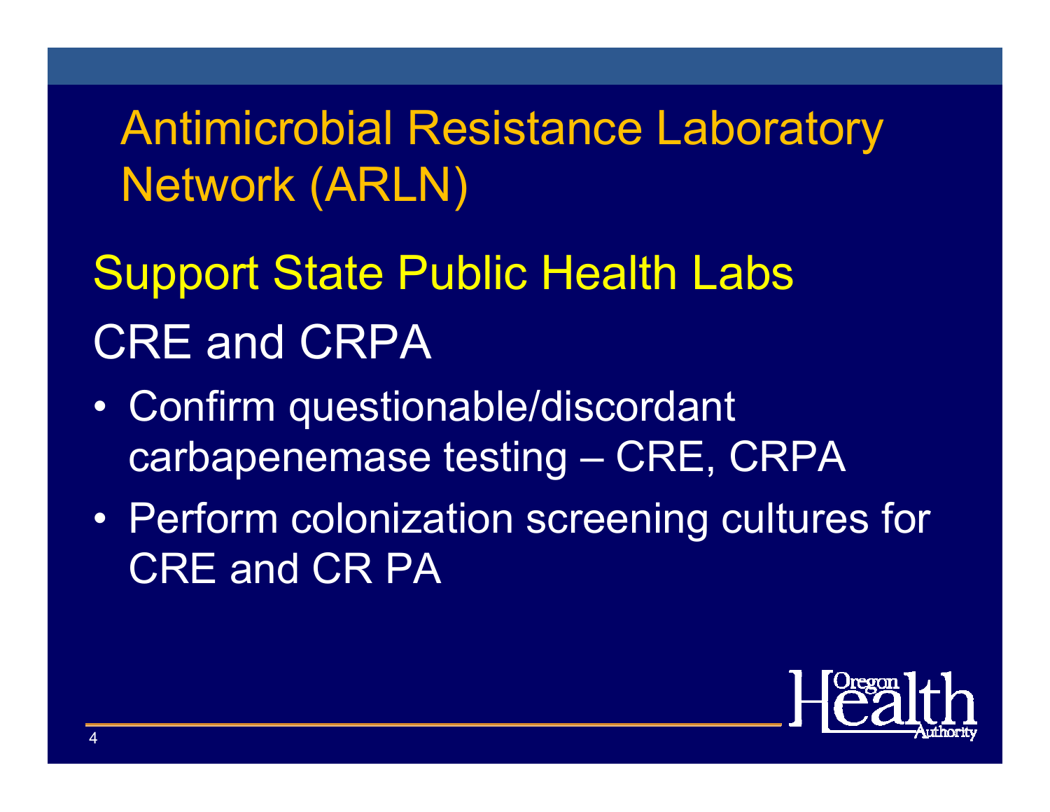# Antimicrobial Resistance Laboratory Network (ARLN)

## Support State Public Health Labs

## CRE and CRPA

- Confirm questionable/discordant carbapenemase testing – CRE, CRPA
- Perform colonization screening cultures for CRE and CR PA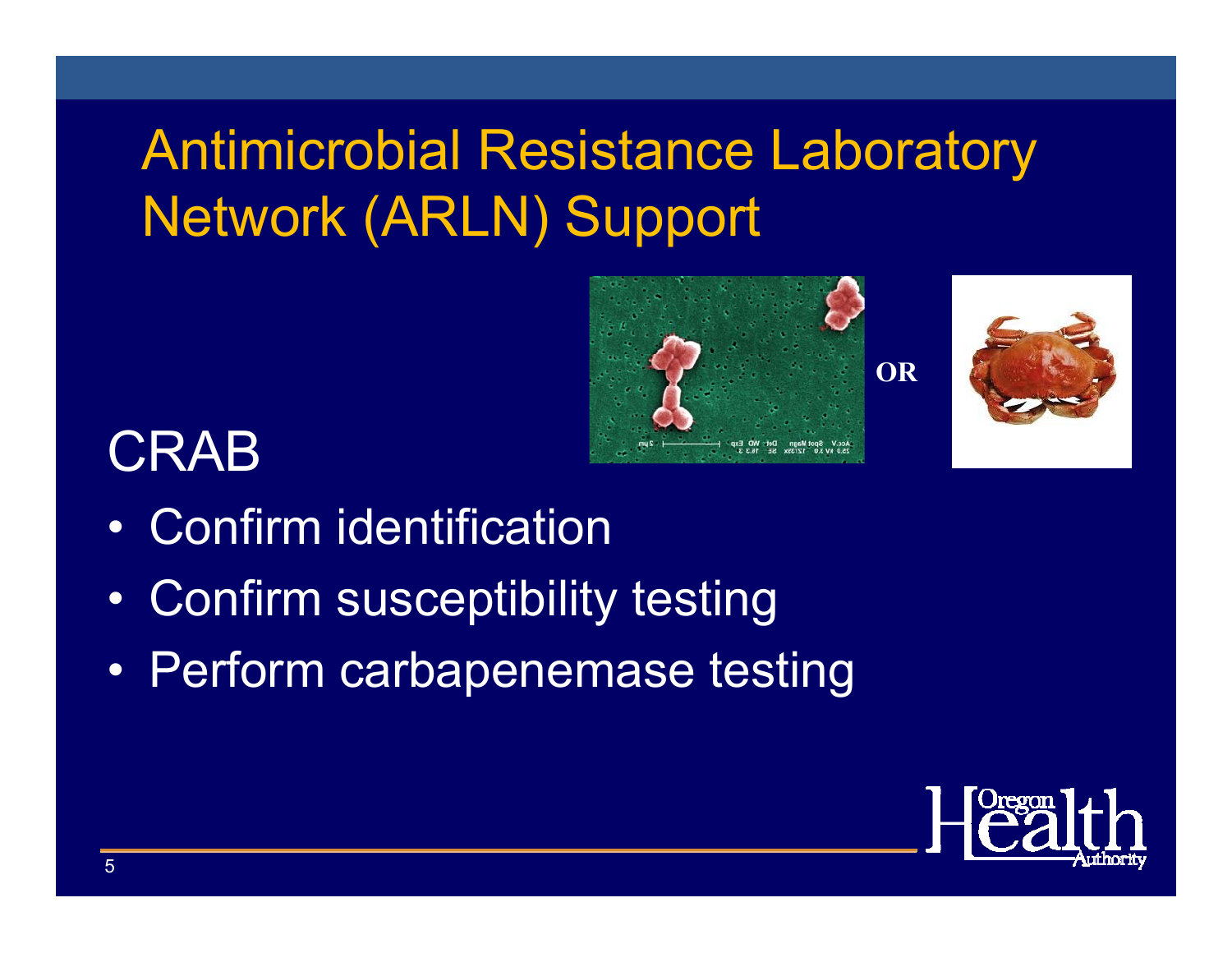# Antimicrobial Resistance Laboratory Network (ARLN) Support

OR

## CRAB

- Confirm identification
- Confirm susceptibility testing
- Perform carbapenemase testing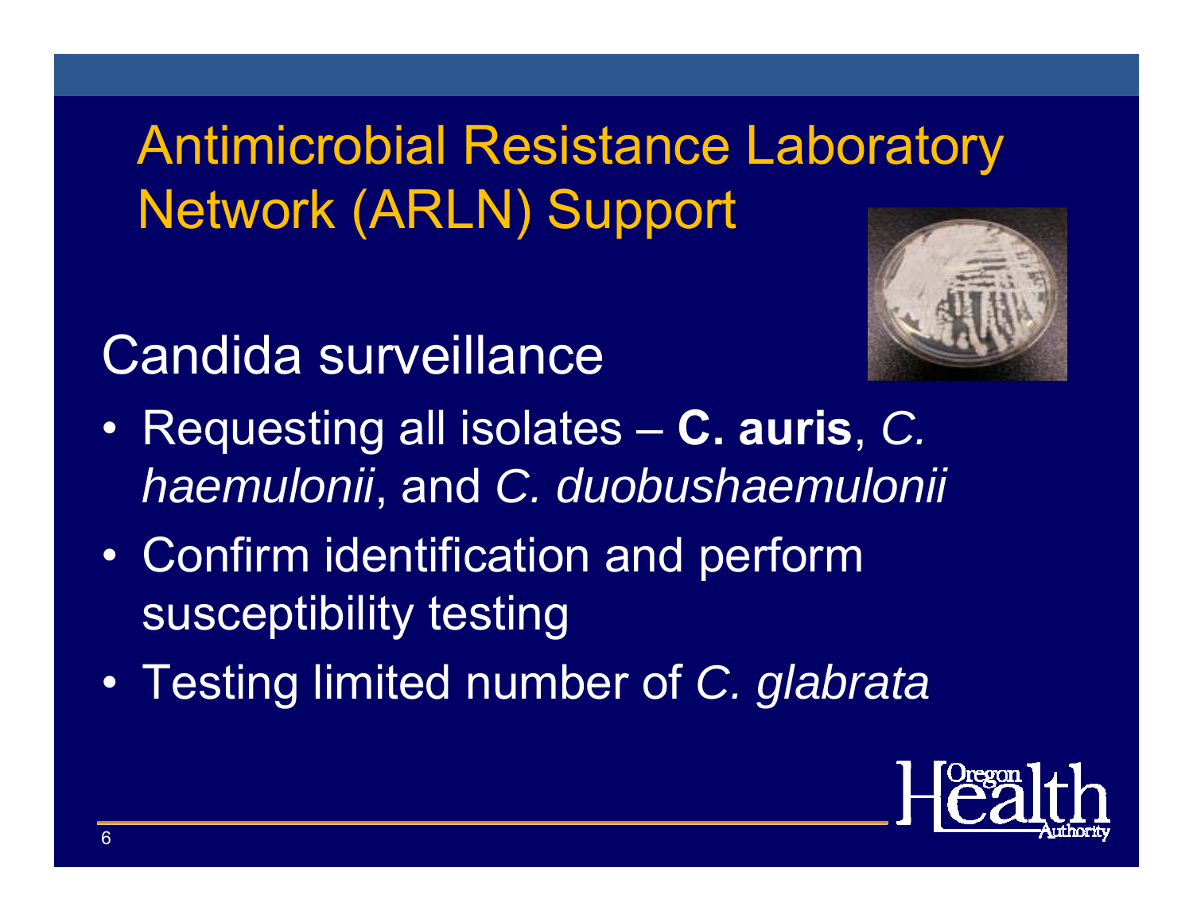# Antimicrobial Resistance Laboratory Network (ARLN) Support

## Candida surveillance

- Requesting all isolates – **C. auris**, *C. haemulonii*, and *C. duobushaemulonii*
- Confirm identification and perform susceptibility testing
- Testing limited number of *C. glabrata*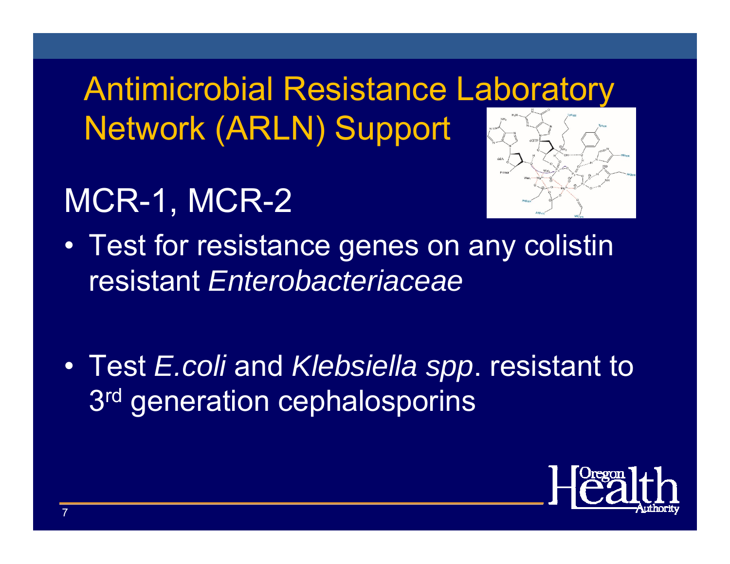# Antimicrobial Resistance Laboratory Network (ARLN) Support

## MCR-1, MCR-2

- Test for resistance genes on any colistin resistant *Enterobacteriaceae*

- Test *E.coli* and *Klebsiella spp*. resistant to 3rd generation cephalosporins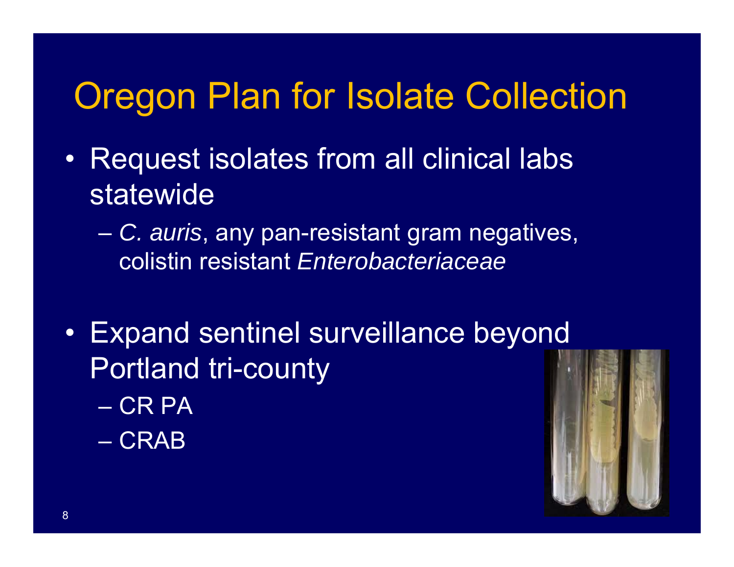# Oregon Plan for Isolate Collection

- Request isolates from all clinical labs statewide
  - *C. auris*, any pan-resistant gram negatives, colistin resistant *Enterobacteriaceae*

- Expand sentinel surveillance beyond Portland tri-county
  - CR PA
  - CRAB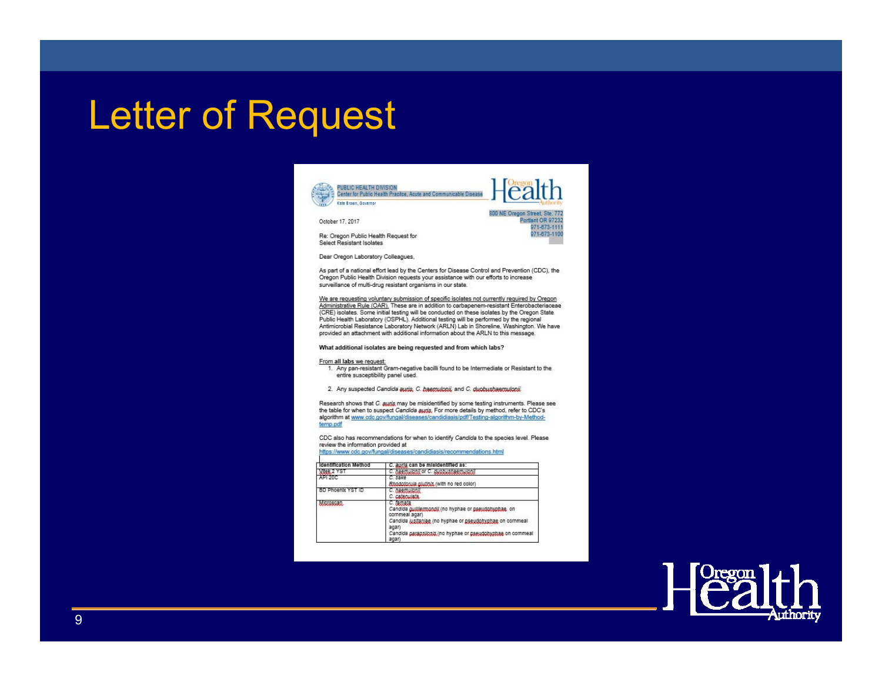# Letter of Request

PUBLIC HEALTH DIVISION
Center for Public Health Practice, Acute and Communicable Disease
Kate Brown, Governor

Oregon Health Authority

800 NE Oregon Street, Ste. 772
Portland OR 97232
971-673-1111
971-673-1100

October 17, 2017

Re: Oregon Public Health Request for
Select Resistant Isolates

Dear Oregon Laboratory Colleagues,

As part of a national effort lead by the Centers for Disease Control and Prevention (CDC), the Oregon Public Health Division requests your assistance with our efforts to increase surveillance of multi-drug resistant organisms in our state.

We are requesting voluntary submission of specific isolates not currently required by Oregon Administrative Rule (OAR). These are in addition to carbapenem-resistant Enterobacteriaceae (CRE) isolates. Some initial testing will be conducted on these isolates by the Oregon State Public Health Laboratory (OSPHL). Additional testing will be performed by the regional Antimicrobial Resistance Laboratory Network (ARLN) Lab in Shoreline, Washington. We have provided an attachment with additional information about the ARLN to this message.

**What additional isolates are being requested and from which labs?**

From all labs we request:

1. Any pan-resistant Gram-negative bacilli found to be Intermediate or Resistant to the entire susceptibility panel used.
2. Any suspected *Candida auris*, *C. haemulonii*, and *C. duobushaemulonii*.

Research shows that *C. auris* may be misidentified by some testing instruments. Please see the table for when to suspect *Candida auris*. For more details by method, refer to CDC's algorithm at www.cdc.gov/fungal/diseases/candidiasis/pdf/Testing-algorithm-by-Method-temp.pdf

CDC also has recommendations for when to identify *Candida* to the species level. Please review the information provided at https://www.cdc.gov/fungal/diseases/candidiasis/recommendations.html

| Identification Method | C. auris can be misidentified as: |
|---|---|
| Vitek 2 YST | C. haemulonii or C. duobushaemulonii |
| API 20C | C. sake<br>Rhodotorula glutinis (with no red color) |
| BD Phoenix YST ID | C. haemulonii<br>C. catenulata |
| Microscan | C. famata<br>Candida guilliermondii (no hyphae or pseudohyphae on cornmeal agar)<br>Candida lusitaniae (no hyphae or pseudohyphae on cornmeal agar)<br>Candida parapsilosis (no hyphae or pseudohyphae on cornmeal agar) |